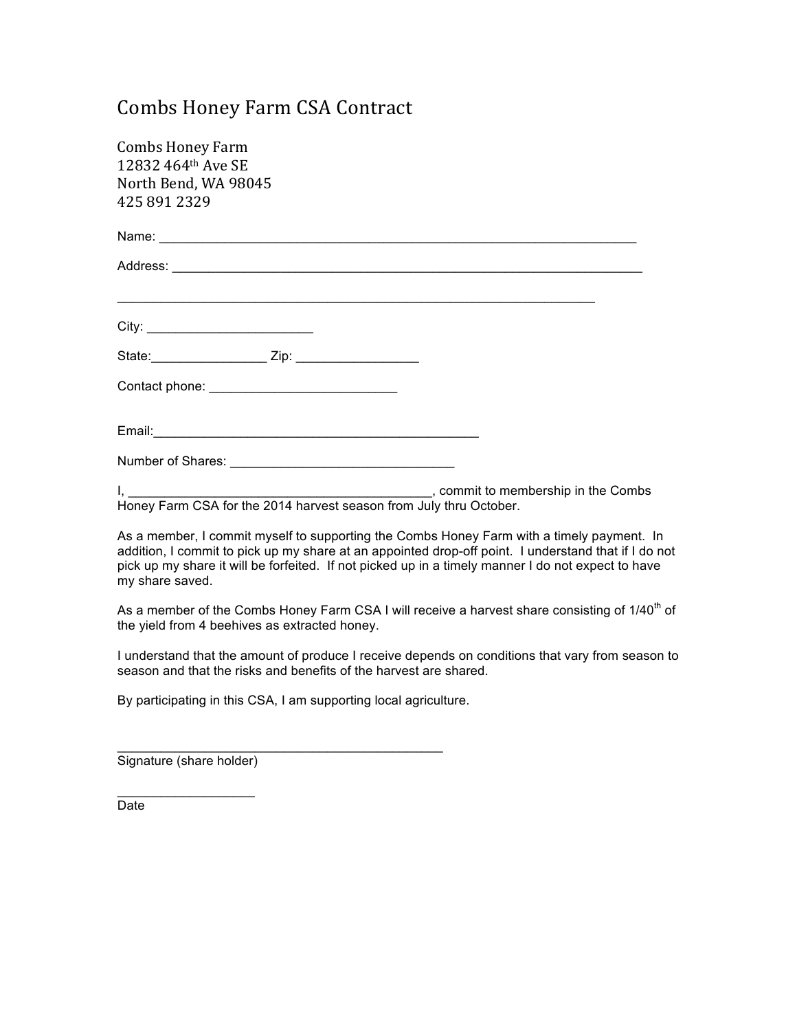# Combs Honey Farm CSA Contract

Combs Honey Farm
12832 464th Ave SE
North Bend, WA 98045
425 891 2329

Name: ______________________________________________________________________

Address: ____________________________________________________________________

______________________________________________________________________

City: _______________________

State:________________ Zip: _________________

Contact phone: __________________________

Email:_____________________________________________

Number of Shares: ______________________________

I, ___________________________________________, commit to membership in the Combs Honey Farm CSA for the 2014 harvest season from July thru October.

As a member, I commit myself to supporting the Combs Honey Farm with a timely payment. In addition, I commit to pick up my share at an appointed drop-off point. I understand that if I do not pick up my share it will be forfeited. If not picked up in a timely manner I do not expect to have my share saved.

As a member of the Combs Honey Farm CSA I will receive a harvest share consisting of 1/40th of the yield from 4 beehives as extracted honey.

I understand that the amount of produce I receive depends on conditions that vary from season to season and that the risks and benefits of the harvest are shared.

By participating in this CSA, I am supporting local agriculture.

______________________________________________
Signature (share holder)

___________________
Date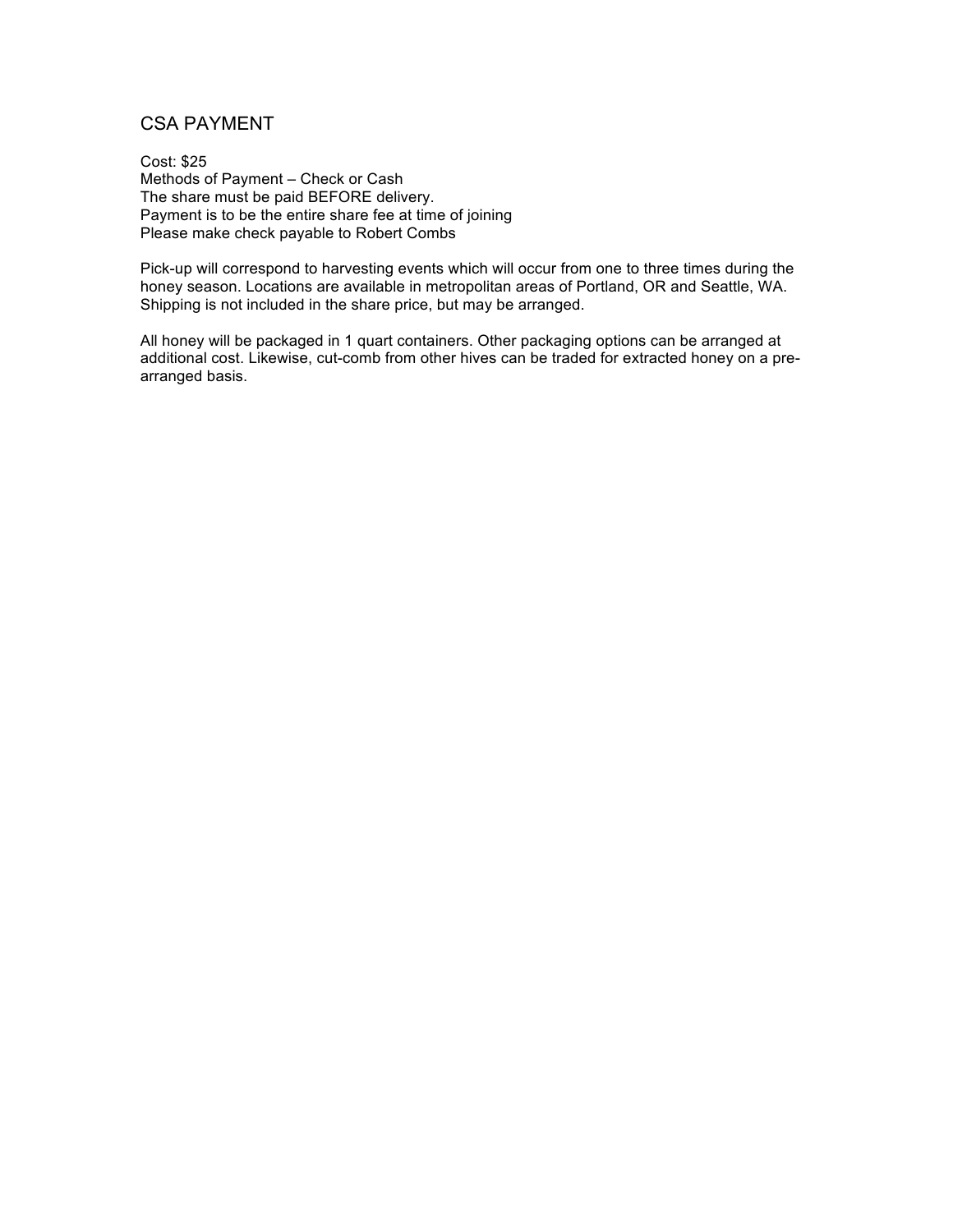## CSA PAYMENT

Cost: $25
Methods of Payment – Check or Cash
The share must be paid BEFORE delivery.
Payment is to be the entire share fee at time of joining
Please make check payable to Robert Combs

Pick-up will correspond to harvesting events which will occur from one to three times during the honey season. Locations are available in metropolitan areas of Portland, OR and Seattle, WA. Shipping is not included in the share price, but may be arranged.

All honey will be packaged in 1 quart containers. Other packaging options can be arranged at additional cost. Likewise, cut-comb from other hives can be traded for extracted honey on a pre-arranged basis.